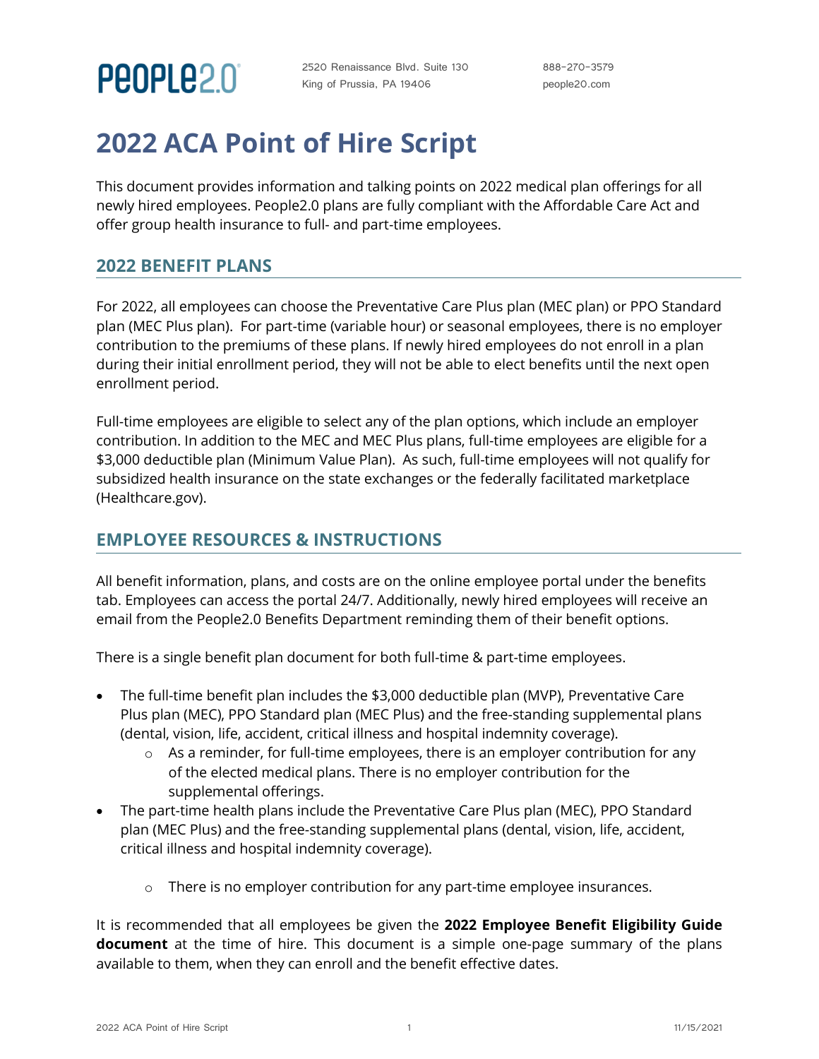# 2022 ACA Point of Hire Script

This document provides information and talking points on 2022 medical plan offerings for all newly hired employees. People2.0 plans are fully compliant with the Affordable Care Act and offer group health insurance to full- and part-time employees.

## 2022 BENEFIT PLANS

For 2022, all employees can choose the Preventative Care Plus plan (MEC plan) or PPO Standard plan (MEC Plus plan). For part-time (variable hour) or seasonal employees, there is no employer contribution to the premiums of these plans. If newly hired employees do not enroll in a plan during their initial enrollment period, they will not be able to elect benefits until the next open enrollment period.

Full-time employees are eligible to select any of the plan options, which include an employer contribution. In addition to the MEC and MEC Plus plans, full-time employees are eligible for a $3,000 deductible plan (Minimum Value Plan). As such, full-time employees will not qualify for subsidized health insurance on the state exchanges or the federally facilitated marketplace (Healthcare.gov).

## EMPLOYEE RESOURCES & INSTRUCTIONS

All benefit information, plans, and costs are on the online employee portal under the benefits tab. Employees can access the portal 24/7. Additionally, newly hired employees will receive an email from the People2.0 Benefits Department reminding them of their benefit options.

There is a single benefit plan document for both full-time & part-time employees.

- The full-time benefit plan includes the $3,000 deductible plan (MVP), Preventative Care Plus plan (MEC), PPO Standard plan (MEC Plus) and the free-standing supplemental plans (dental, vision, life, accident, critical illness and hospital indemnity coverage).
  - As a reminder, for full-time employees, there is an employer contribution for any of the elected medical plans. There is no employer contribution for the supplemental offerings.
- The part-time health plans include the Preventative Care Plus plan (MEC), PPO Standard plan (MEC Plus) and the free-standing supplemental plans (dental, vision, life, accident, critical illness and hospital indemnity coverage).
  - There is no employer contribution for any part-time employee insurances.

It is recommended that all employees be given the **2022 Employee Benefit Eligibility Guide document** at the time of hire. This document is a simple one-page summary of the plans available to them, when they can enroll and the benefit effective dates.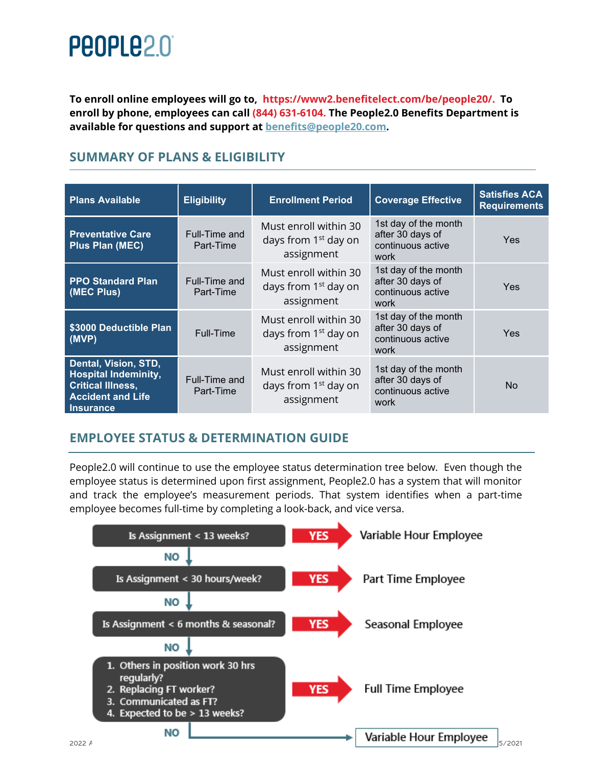# People2.0

**To enroll online employees will go to, https://www2.benefitelect.com/be/people20/. To enroll by phone, employees can call (844) 631-6104. The People2.0 Benefits Department is available for questions and support at benefits@people20.com.**

## SUMMARY OF PLANS & ELIGIBILITY

| Plans Available | Eligibility | Enrollment Period | Coverage Effective | Satisfies ACA Requirements |
|---|---|---|---|---|
| **Preventative Care Plus Plan (MEC)** | Full-Time and Part-Time | Must enroll within 30 days from 1st day on assignment | 1st day of the month after 30 days of continuous active work | Yes |
| **PPO Standard Plan (MEC Plus)** | Full-Time and Part-Time | Must enroll within 30 days from 1st day on assignment | 1st day of the month after 30 days of continuous active work | Yes |
| **$3000 Deductible Plan (MVP)** | Full-Time | Must enroll within 30 days from 1st day on assignment | 1st day of the month after 30 days of continuous active work | Yes |
| **Dental, Vision, STD, Hospital Indemnity, Critical Illness, Accident and Life Insurance** | Full-Time and Part-Time | Must enroll within 30 days from 1st day on assignment | 1st day of the month after 30 days of continuous active work | No |

## EMPLOYEE STATUS & DETERMINATION GUIDE

People2.0 will continue to use the employee status determination tree below. Even though the employee status is determined upon first assignment, People2.0 has a system that will monitor and track the employee's measurement periods. That system identifies when a part-time employee becomes full-time by completing a look-back, and vice versa.

Is Assignment < 13 weeks? YES → Variable Hour Employee

NO

Is Assignment < 30 hours/week? YES → Part Time Employee

NO

Is Assignment < 6 months & seasonal? YES → Seasonal Employee

NO

1. Others in position work 30 hrs regularly?
2. Replacing FT worker?
3. Communicated as FT?
4. Expected to be > 13 weeks?

YES → Full Time Employee

NO → Variable Hour Employee